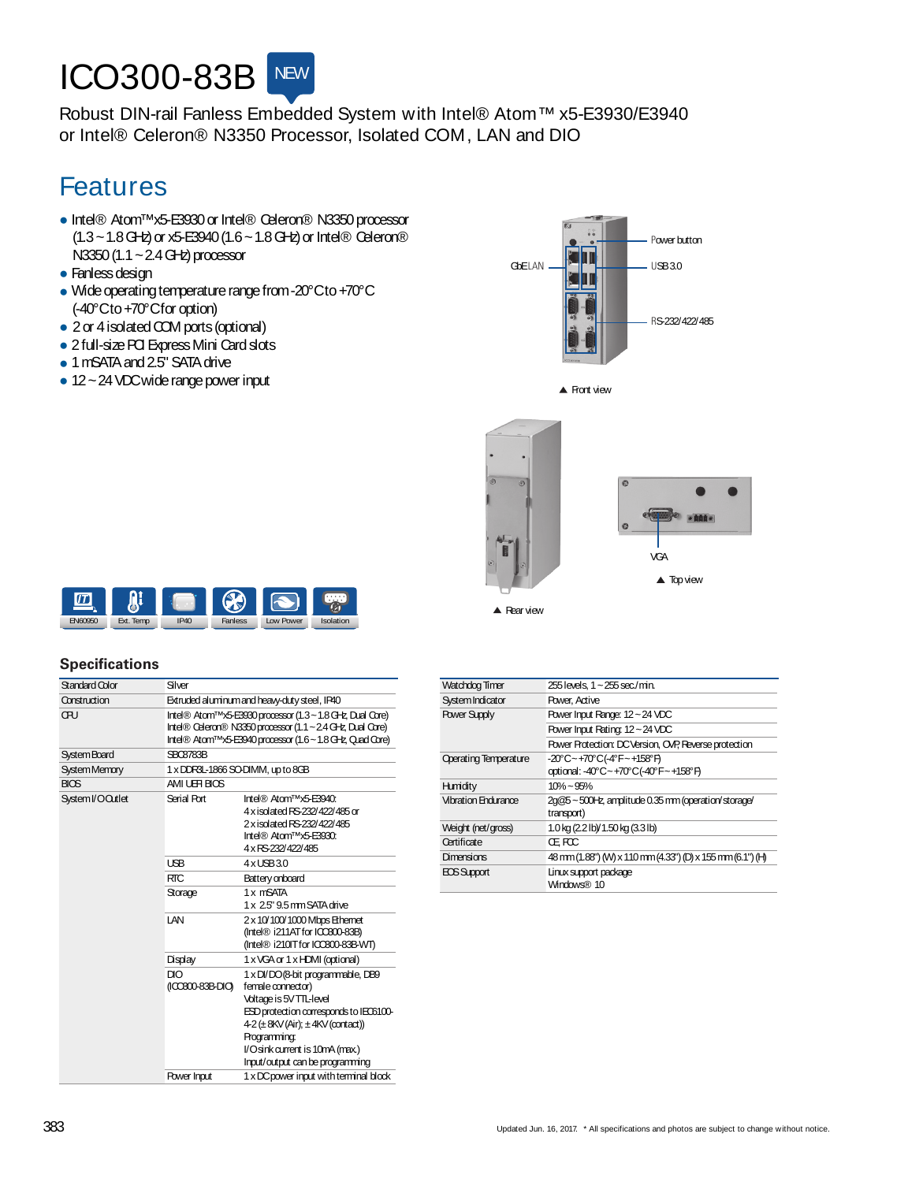# ICO300-83B NEW

Robust DIN-rail Fanless Embedded System with Intel® Atom™ x5-E3930/E3940 or Intel® Celeron® N3350 Processor, Isolated COM, LAN and DIO

## Features

- Intel® Atom™ x5-E3930 or Intel® Celeron® N3350 processor (1.3 ~ 1.8 GHz) or x5-E3940 (1.6 ~ 1.8 GHz) or Intel® Celeron® N3350 (1.1 ~ 2.4 GHz) processor
- Fanless design
- Wide operating temperature range from -20°C to +70°C (-40°C to +70°C for option)
- 2 or 4 isolated COM ports (optional)
- 2 full-size PCI Express Mini Card slots
- 1 mSATA and 2.5" SATA drive
- 12 ~ 24 VDC wide range power input

GbE LAN, Power button, USB 3.0, RS-232/422/485

▲ Front view

VGA

▲ Top view

▲ Rear view

EN60950, Ext. Temp, IP40, Fanless, Low Power, Isolation

## Specifications

| | | |
|---|---|---|
| Standard Color | Silver | |
| Construction | Extruded aluminum and heavy-duty steel, IP40 | |
| CPU | Intel® Atom™ x5-E3930 processor (1.3 ~ 1.8 GHz, Dual Core)<br>Intel® Celeron® N3350 processor (1.1 ~ 2.4 GHz, Dual Core)<br>Intel® Atom™ x5-E3940 processor (1.6 ~ 1.8 GHz, Quad Core) | |
| System Board | SBC8783B | |
| System Memory | 1 x DDR3L-1866 SO-DIMM, up to 8GB | |
| BIOS | AMI UEFI BIOS | |
| System I/O Outlet | Serial Port | Intel® Atom™ x5-E3940:<br>4 x isolated RS-232/422/485 or<br>2 x isolated RS-232/422/485<br>Intel® Atom™ x5-E3930:<br>4 x RS-232/422/485 |
| | USB | 4 x USB 3.0 |
| | RTC | Battery onboard |
| | Storage | 1 x mSATA<br>1 x 2.5" 9.5 mm SATA drive |
| | LAN | 2 x 10/100/1000 Mbps Ethernet<br>(Intel® i211AT for ICO300-83B)<br>(Intel® i210IT for ICO300-83B-WT) |
| | Display | 1 x VGA or 1 x HDMI (optional) |
| | DIO (ICO300-83B-DIO) | 1 x DI/DO (8-bit programmable, DB9 female connector)<br>Voltage is 5V TTL-level<br>ESD protection corresponds to IEC6100-4-2 (± 8KV (Air); ± 4KV (contact))<br>Programming:<br>I/O sink current is 10mA (max.)<br>Input/output can be programming |
| | Power Input | 1 x DC power input with terminal block |

| | |
|---|---|
| Watchdog Timer | 255 levels, 1 ~ 255 sec./min. |
| System Indicator | Power, Active |
| Power Supply | Power Input Range: 12 ~ 24 VDC |
| | Power Input Rating: 12 ~ 24 VDC |
| | Power Protection: DC Version, OVP, Reverse protection |
| Operating Temperature | -20°C ~ +70°C (-4°F ~ +158°F)<br>optional: -40°C ~ +70°C (-40°F ~ +158°F) |
| Humidity | 10% ~ 95% |
| Vibration Endurance | 2g@5 ~ 500Hz, amplitude 0.35 mm (operation/storage/transport) |
| Weight (net/gross) | 1.0 kg (2.2 lb)/1.50 kg (3.3 lb) |
| Certificate | CE, FCC |
| Dimensions | 48 mm (1.88") (W) x 110 mm (4.33") (D) x 155 mm (6.1") (H) |
| EOS Support | Linux support package<br>Windows® 10 |

Updated Jun. 16, 2017. * All specifications and photos are subject to change without notice.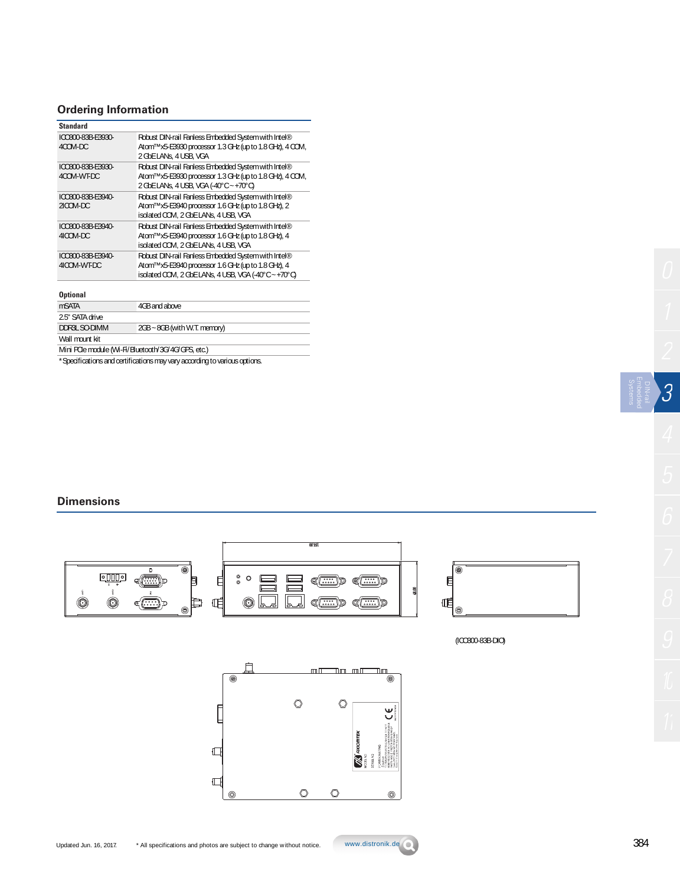## Ordering Information

| Standard | |
|---|---|
| ICO300-83B-E3930-4COM-DC | Robust DIN-rail Fanless Embedded System with Intel® Atom™ x5-E3930 processor 1.3 GHz (up to 1.8 GHz), 4 COM, 2 GbE LANs, 4 USB, VGA |
| ICO300-83B-E3930-4COM-WT-DC | Robust DIN-rail Fanless Embedded System with Intel® Atom™ x5-E3930 processor 1.3 GHz (up to 1.8 GHz), 4 COM, 2 GbE LANs, 4 USB, VGA (-40°C ~ +70°C) |
| ICO300-83B-E3940-2ICOM-DC | Robust DIN-rail Fanless Embedded System with Intel® Atom™ x5-E3940 processor 1.6 GHz (up to 1.8 GHz), 2 isolated COM, 2 GbE LANs, 4 USB, VGA |
| ICO300-83B-E3940-4ICOM-DC | Robust DIN-rail Fanless Embedded System with Intel® Atom™ x5-E3940 processor 1.6 GHz (up to 1.8 GHz), 4 isolated COM, 2 GbE LANs, 4 USB, VGA |
| ICO300-83B-E3940-4ICOM-WT-DC | Robust DIN-rail Fanless Embedded System with Intel® Atom™ x5-E3940 processor 1.6 GHz (up to 1.8 GHz), 4 isolated COM, 2 GbE LANs, 4 USB, VGA (-40°C ~ +70°C) |

| Optional | |
|---|---|
| mSATA | 4GB and above |
| 2.5" SATA drive | |
| DDR3L SO-DIMM | 2GB ~ 8GB (with W.T. memory) |
| Wall mount kit | |
| Mini PCIe module (Wi-Fi/Bluetooth/3G/4G/GPS, etc.) | |

* Specifications and certifications may vary according to various options.

## Dimensions

135.00

48.00

(ICO300-83B-DIO)

Updated Jun. 16, 2017. * All specifications and photos are subject to change without notice. www.distronik.de